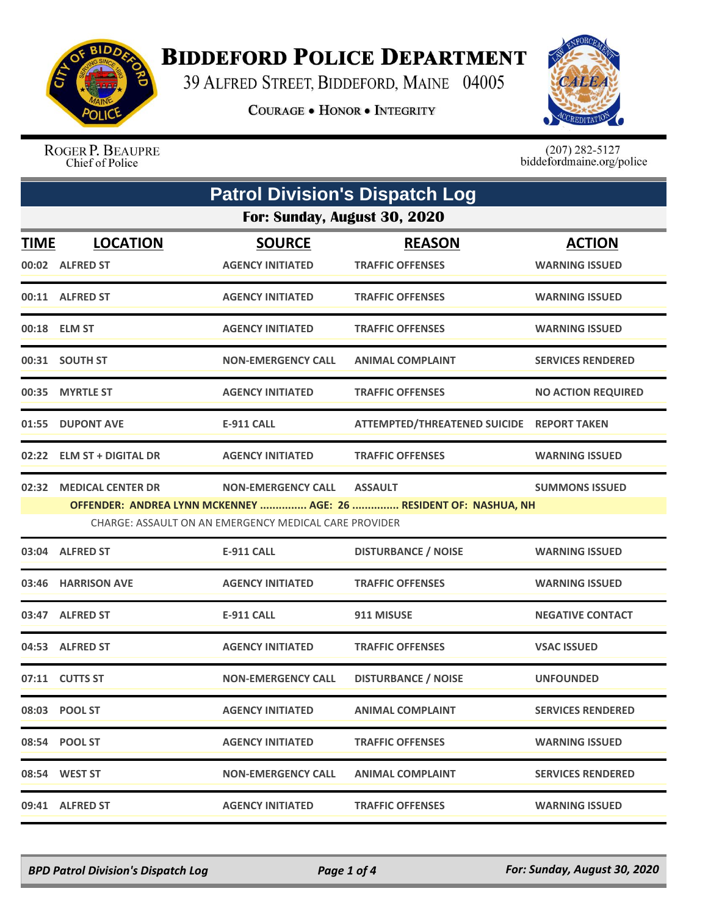# Biddeford Police Department

39 Alfred Street, Biddeford, Maine 04005

Courage • Honor • Integrity

Roger P. Beaupre
Chief of Police

(207) 282-5127
biddefordmaine.org/police

## Patrol Division's Dispatch Log

### For: Sunday, August 30, 2020

| TIME | LOCATION | SOURCE | REASON | ACTION |
|---|---|---|---|---|
| 00:02 | ALFRED ST | AGENCY INITIATED | TRAFFIC OFFENSES | WARNING ISSUED |
| 00:11 | ALFRED ST | AGENCY INITIATED | TRAFFIC OFFENSES | WARNING ISSUED |
| 00:18 | ELM ST | AGENCY INITIATED | TRAFFIC OFFENSES | WARNING ISSUED |
| 00:31 | SOUTH ST | NON-EMERGENCY CALL | ANIMAL COMPLAINT | SERVICES RENDERED |
| 00:35 | MYRTLE ST | AGENCY INITIATED | TRAFFIC OFFENSES | NO ACTION REQUIRED |
| 01:55 | DUPONT AVE | E-911 CALL | ATTEMPTED/THREATENED SUICIDE | REPORT TAKEN |
| 02:22 | ELM ST + DIGITAL DR | AGENCY INITIATED | TRAFFIC OFFENSES | WARNING ISSUED |
| 02:32 | MEDICAL CENTER DR | NON-EMERGENCY CALL | ASSAULT | SUMMONS ISSUED |

**OFFENDER: ANDREA LYNN MCKENNEY ............... AGE: 26 ............... RESIDENT OF: NASHUA, NH**

CHARGE: ASSAULT ON AN EMERGENCY MEDICAL CARE PROVIDER

| TIME | LOCATION | SOURCE | REASON | ACTION |
|---|---|---|---|---|
| 03:04 | ALFRED ST | E-911 CALL | DISTURBANCE / NOISE | WARNING ISSUED |
| 03:46 | HARRISON AVE | AGENCY INITIATED | TRAFFIC OFFENSES | WARNING ISSUED |
| 03:47 | ALFRED ST | E-911 CALL | 911 MISUSE | NEGATIVE CONTACT |
| 04:53 | ALFRED ST | AGENCY INITIATED | TRAFFIC OFFENSES | VSAC ISSUED |
| 07:11 | CUTTS ST | NON-EMERGENCY CALL | DISTURBANCE / NOISE | UNFOUNDED |
| 08:03 | POOL ST | AGENCY INITIATED | ANIMAL COMPLAINT | SERVICES RENDERED |
| 08:54 | POOL ST | AGENCY INITIATED | TRAFFIC OFFENSES | WARNING ISSUED |
| 08:54 | WEST ST | NON-EMERGENCY CALL | ANIMAL COMPLAINT | SERVICES RENDERED |
| 09:41 | ALFRED ST | AGENCY INITIATED | TRAFFIC OFFENSES | WARNING ISSUED |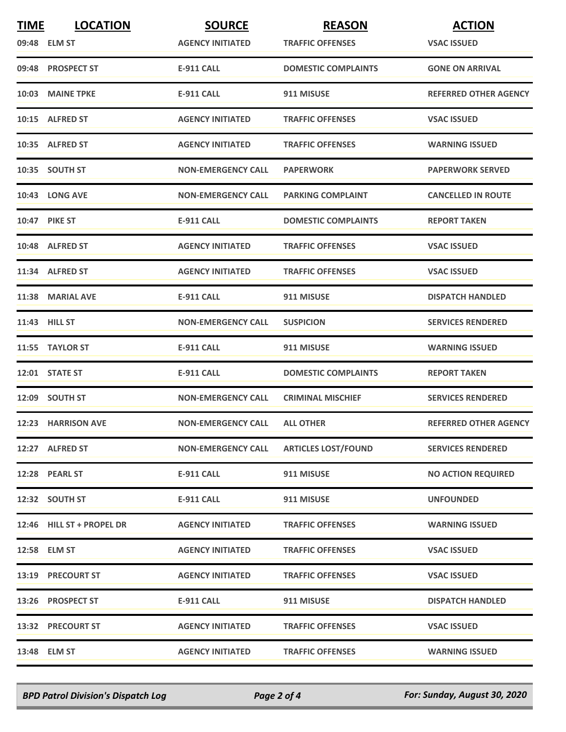| TIME | LOCATION | SOURCE | REASON | ACTION |
|---|---|---|---|---|
| 09:48 | ELM ST | AGENCY INITIATED | TRAFFIC OFFENSES | VSAC ISSUED |
| 09:48 | PROSPECT ST | E-911 CALL | DOMESTIC COMPLAINTS | GONE ON ARRIVAL |
| 10:03 | MAINE TPKE | E-911 CALL | 911 MISUSE | REFERRED OTHER AGENCY |
| 10:15 | ALFRED ST | AGENCY INITIATED | TRAFFIC OFFENSES | VSAC ISSUED |
| 10:35 | ALFRED ST | AGENCY INITIATED | TRAFFIC OFFENSES | WARNING ISSUED |
| 10:35 | SOUTH ST | NON-EMERGENCY CALL | PAPERWORK | PAPERWORK SERVED |
| 10:43 | LONG AVE | NON-EMERGENCY CALL | PARKING COMPLAINT | CANCELLED IN ROUTE |
| 10:47 | PIKE ST | E-911 CALL | DOMESTIC COMPLAINTS | REPORT TAKEN |
| 10:48 | ALFRED ST | AGENCY INITIATED | TRAFFIC OFFENSES | VSAC ISSUED |
| 11:34 | ALFRED ST | AGENCY INITIATED | TRAFFIC OFFENSES | VSAC ISSUED |
| 11:38 | MARIAL AVE | E-911 CALL | 911 MISUSE | DISPATCH HANDLED |
| 11:43 | HILL ST | NON-EMERGENCY CALL | SUSPICION | SERVICES RENDERED |
| 11:55 | TAYLOR ST | E-911 CALL | 911 MISUSE | WARNING ISSUED |
| 12:01 | STATE ST | E-911 CALL | DOMESTIC COMPLAINTS | REPORT TAKEN |
| 12:09 | SOUTH ST | NON-EMERGENCY CALL | CRIMINAL MISCHIEF | SERVICES RENDERED |
| 12:23 | HARRISON AVE | NON-EMERGENCY CALL | ALL OTHER | REFERRED OTHER AGENCY |
| 12:27 | ALFRED ST | NON-EMERGENCY CALL | ARTICLES LOST/FOUND | SERVICES RENDERED |
| 12:28 | PEARL ST | E-911 CALL | 911 MISUSE | NO ACTION REQUIRED |
| 12:32 | SOUTH ST | E-911 CALL | 911 MISUSE | UNFOUNDED |
| 12:46 | HILL ST + PROPEL DR | AGENCY INITIATED | TRAFFIC OFFENSES | WARNING ISSUED |
| 12:58 | ELM ST | AGENCY INITIATED | TRAFFIC OFFENSES | VSAC ISSUED |
| 13:19 | PRECOURT ST | AGENCY INITIATED | TRAFFIC OFFENSES | VSAC ISSUED |
| 13:26 | PROSPECT ST | E-911 CALL | 911 MISUSE | DISPATCH HANDLED |
| 13:32 | PRECOURT ST | AGENCY INITIATED | TRAFFIC OFFENSES | VSAC ISSUED |
| 13:48 | ELM ST | AGENCY INITIATED | TRAFFIC OFFENSES | WARNING ISSUED |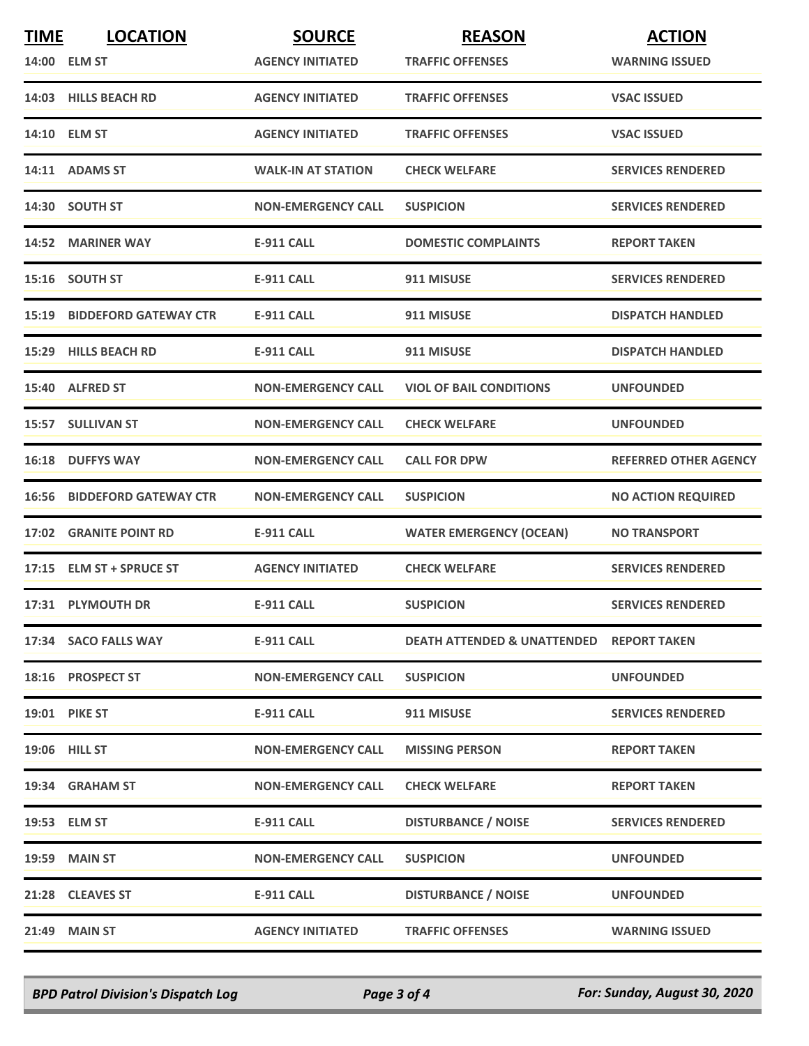| TIME | LOCATION | SOURCE | REASON | ACTION |
|---|---|---|---|---|
| 14:00 | ELM ST | AGENCY INITIATED | TRAFFIC OFFENSES | WARNING ISSUED |
| 14:03 | HILLS BEACH RD | AGENCY INITIATED | TRAFFIC OFFENSES | VSAC ISSUED |
| 14:10 | ELM ST | AGENCY INITIATED | TRAFFIC OFFENSES | VSAC ISSUED |
| 14:11 | ADAMS ST | WALK-IN AT STATION | CHECK WELFARE | SERVICES RENDERED |
| 14:30 | SOUTH ST | NON-EMERGENCY CALL | SUSPICION | SERVICES RENDERED |
| 14:52 | MARINER WAY | E-911 CALL | DOMESTIC COMPLAINTS | REPORT TAKEN |
| 15:16 | SOUTH ST | E-911 CALL | 911 MISUSE | SERVICES RENDERED |
| 15:19 | BIDDEFORD GATEWAY CTR | E-911 CALL | 911 MISUSE | DISPATCH HANDLED |
| 15:29 | HILLS BEACH RD | E-911 CALL | 911 MISUSE | DISPATCH HANDLED |
| 15:40 | ALFRED ST | NON-EMERGENCY CALL | VIOL OF BAIL CONDITIONS | UNFOUNDED |
| 15:57 | SULLIVAN ST | NON-EMERGENCY CALL | CHECK WELFARE | UNFOUNDED |
| 16:18 | DUFFYS WAY | NON-EMERGENCY CALL | CALL FOR DPW | REFERRED OTHER AGENCY |
| 16:56 | BIDDEFORD GATEWAY CTR | NON-EMERGENCY CALL | SUSPICION | NO ACTION REQUIRED |
| 17:02 | GRANITE POINT RD | E-911 CALL | WATER EMERGENCY (OCEAN) | NO TRANSPORT |
| 17:15 | ELM ST + SPRUCE ST | AGENCY INITIATED | CHECK WELFARE | SERVICES RENDERED |
| 17:31 | PLYMOUTH DR | E-911 CALL | SUSPICION | SERVICES RENDERED |
| 17:34 | SACO FALLS WAY | E-911 CALL | DEATH ATTENDED & UNATTENDED | REPORT TAKEN |
| 18:16 | PROSPECT ST | NON-EMERGENCY CALL | SUSPICION | UNFOUNDED |
| 19:01 | PIKE ST | E-911 CALL | 911 MISUSE | SERVICES RENDERED |
| 19:06 | HILL ST | NON-EMERGENCY CALL | MISSING PERSON | REPORT TAKEN |
| 19:34 | GRAHAM ST | NON-EMERGENCY CALL | CHECK WELFARE | REPORT TAKEN |
| 19:53 | ELM ST | E-911 CALL | DISTURBANCE / NOISE | SERVICES RENDERED |
| 19:59 | MAIN ST | NON-EMERGENCY CALL | SUSPICION | UNFOUNDED |
| 21:28 | CLEAVES ST | E-911 CALL | DISTURBANCE / NOISE | UNFOUNDED |
| 21:49 | MAIN ST | AGENCY INITIATED | TRAFFIC OFFENSES | WARNING ISSUED |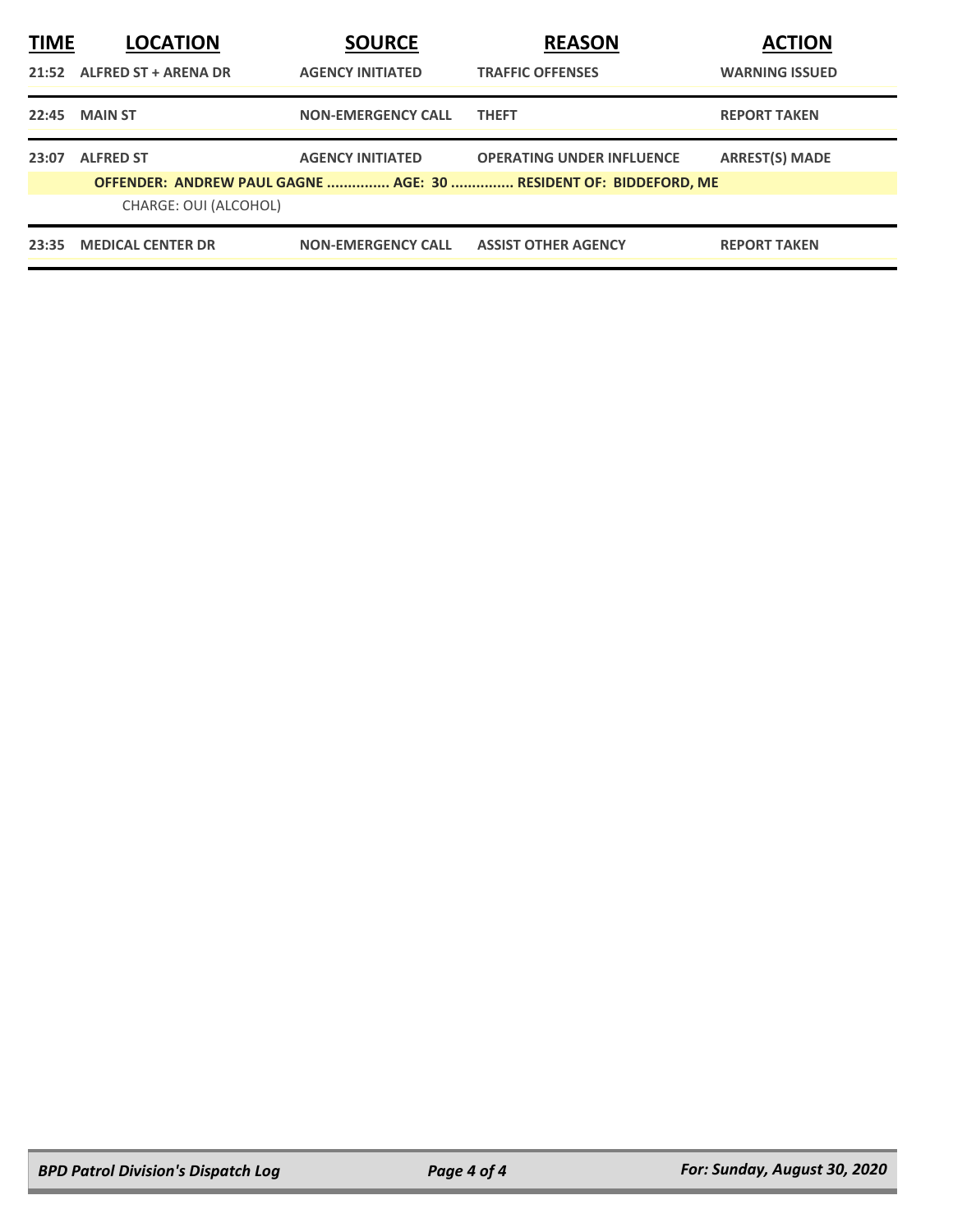| TIME | LOCATION | SOURCE | REASON | ACTION |
| --- | --- | --- | --- | --- |
| 21:52 | ALFRED ST + ARENA DR | AGENCY INITIATED | TRAFFIC OFFENSES | WARNING ISSUED |
| 22:45 | MAIN ST | NON-EMERGENCY CALL | THEFT | REPORT TAKEN |
| 23:07 | ALFRED ST | AGENCY INITIATED | OPERATING UNDER INFLUENCE | ARREST(S) MADE |
| | **OFFENDER: ANDREW PAUL GAGNE ............... AGE: 30 ............... RESIDENT OF: BIDDEFORD, ME** | | | |
| | CHARGE: OUI (ALCOHOL) | | | |
| 23:35 | MEDICAL CENTER DR | NON-EMERGENCY CALL | ASSIST OTHER AGENCY | REPORT TAKEN |